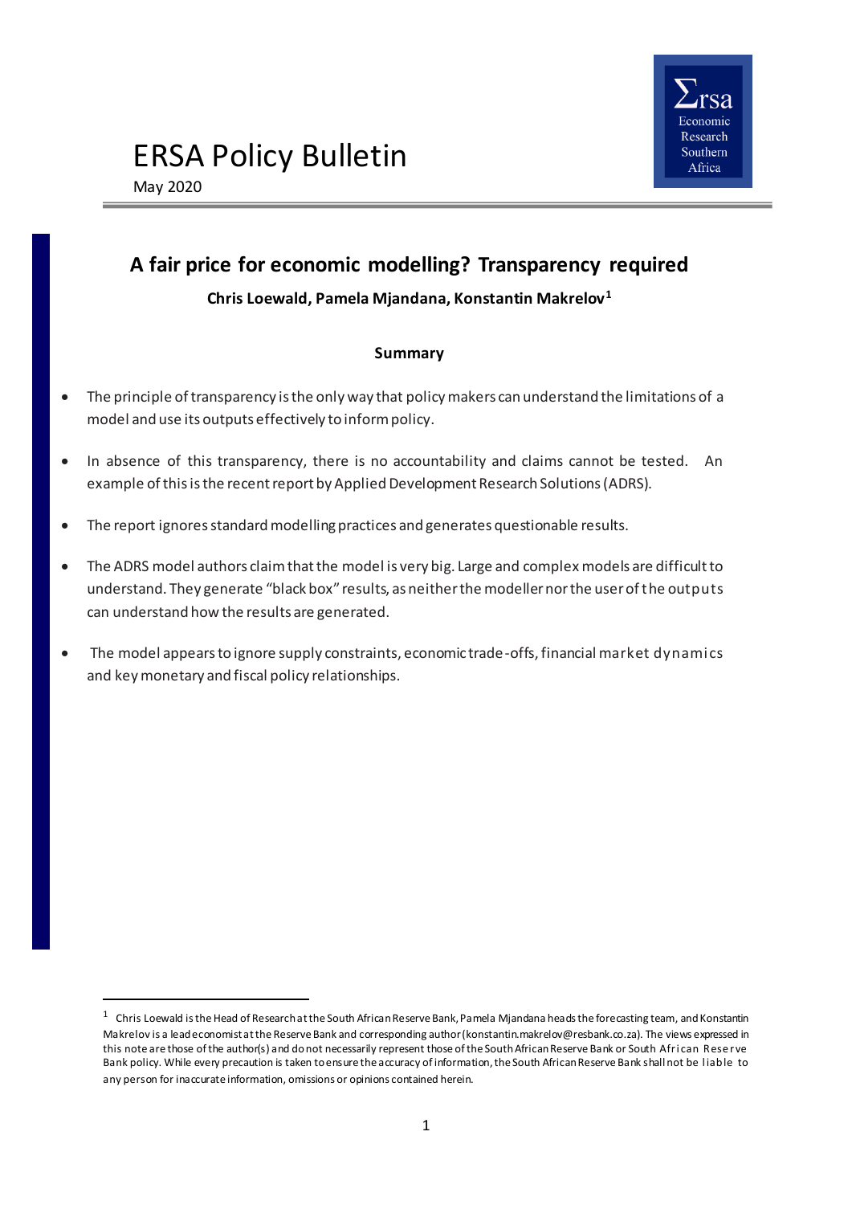# ERSA Policy Bulletin

May 2020

## A fair price for economic modelling? Transparency required

**Chris Loewald, Pamela Mjandana, Konstantin Makrelov**[1]

### Summary

- The principle of transparency is the only way that policy makers can understand the limitations of a model and use its outputs effectively to inform policy.
- In absence of this transparency, there is no accountability and claims cannot be tested. An example of this is the recent report by Applied Development Research Solutions (ADRS).
- The report ignores standard modelling practices and generates questionable results.
- The ADRS model authors claim that the model is very big. Large and complex models are difficult to understand. They generate "black box" results, as neither the modeller nor the user of the outputs can understand how the results are generated.
- The model appears to ignore supply constraints, economic trade-offs, financial market dynamics and key monetary and fiscal policy relationships.

---

[1] Chris Loewald is the Head of Research at the South African Reserve Bank, Pamela Mjandana heads the forecasting team, and Konstantin Makrelov is a lead economist at the Reserve Bank and corresponding author (konstantin.makrelov@resbank.co.za). The views expressed in this note are those of the author(s) and do not necessarily represent those of the South African Reserve Bank or South African Reserve Bank policy. While every precaution is taken to ensure the accuracy of information, the South African Reserve Bank shall not be liable to any person for inaccurate information, omissions or opinions contained herein.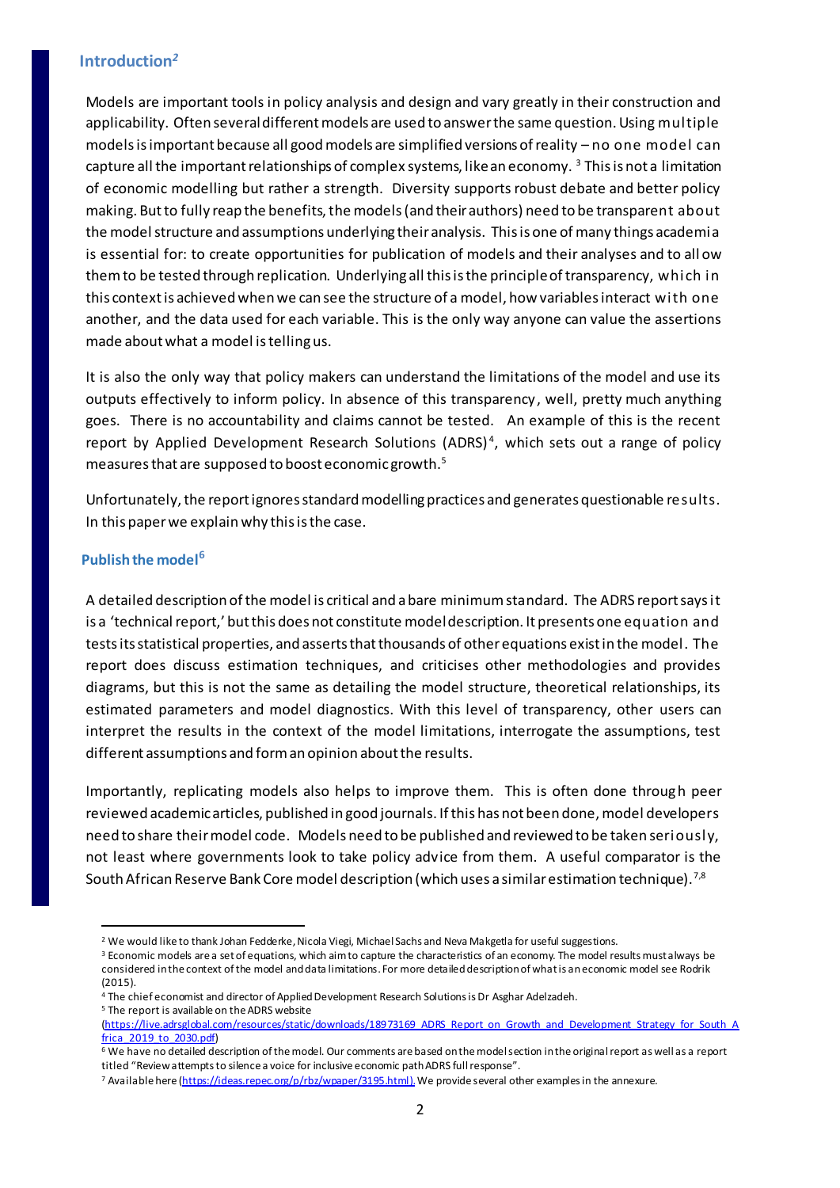## Introduction[2]

Models are important tools in policy analysis and design and vary greatly in their construction and applicability. Often several different models are used to answer the same question. Using multiple models is important because all good models are simplified versions of reality – no one model can capture all the important relationships of complex systems, like an economy. [3] This is not a limitation of economic modelling but rather a strength. Diversity supports robust debate and better policy making. But to fully reap the benefits, the models (and their authors) need to be transparent about the model structure and assumptions underlying their analysis. This is one of many things academia is essential for: to create opportunities for publication of models and their analyses and to allow them to be tested through replication. Underlying all this is the principle of transparency, which in this context is achieved when we can see the structure of a model, how variables interact with one another, and the data used for each variable. This is the only way anyone can value the assertions made about what a model is telling us.

It is also the only way that policy makers can understand the limitations of the model and use its outputs effectively to inform policy. In absence of this transparency, well, pretty much anything goes. There is no accountability and claims cannot be tested. An example of this is the recent report by Applied Development Research Solutions (ADRS)[4], which sets out a range of policy measures that are supposed to boost economic growth.[5]

Unfortunately, the report ignores standard modelling practices and generates questionable results. In this paper we explain why this is the case.

### Publish the model[6]

A detailed description of the model is critical and a bare minimum standard. The ADRS report says it is a 'technical report,' but this does not constitute model description. It presents one equation and tests its statistical properties, and asserts that thousands of other equations exist in the model. The report does discuss estimation techniques, and criticises other methodologies and provides diagrams, but this is not the same as detailing the model structure, theoretical relationships, its estimated parameters and model diagnostics. With this level of transparency, other users can interpret the results in the context of the model limitations, interrogate the assumptions, test different assumptions and form an opinion about the results.

Importantly, replicating models also helps to improve them. This is often done through peer reviewed academic articles, published in good journals. If this has not been done, model developers need to share their model code. Models need to be published and reviewed to be taken seriously, not least where governments look to take policy advice from them. A useful comparator is the South African Reserve Bank Core model description (which uses a similar estimation technique).[7,8]

---

[2] We would like to thank Johan Fedderke, Nicola Viegi, Michael Sachs and Neva Makgetla for useful suggestions.

[3] Economic models are a set of equations, which aim to capture the characteristics of an economy. The model results must always be considered in the context of the model and data limitations. For more detailed description of what is an economic model see Rodrik (2015).

[4] The chief economist and director of Applied Development Research Solutions is Dr Asghar Adelzadeh.

[5] The report is available on the ADRS website (https://live.adrsglobal.com/resources/static/downloads/18973169_ADRS_Report_on_Growth_and_Development_Strategy_for_South_Africa_2019_to_2030.pdf)

[6] We have no detailed description of the model. Our comments are based on the model section in the original report as well as a report titled "Review attempts to silence a voice for inclusive economic path ADRS full response".

[7] Available here (https://ideas.repec.org/p/rbz/wpaper/3195.html). We provide several other examples in the annexure.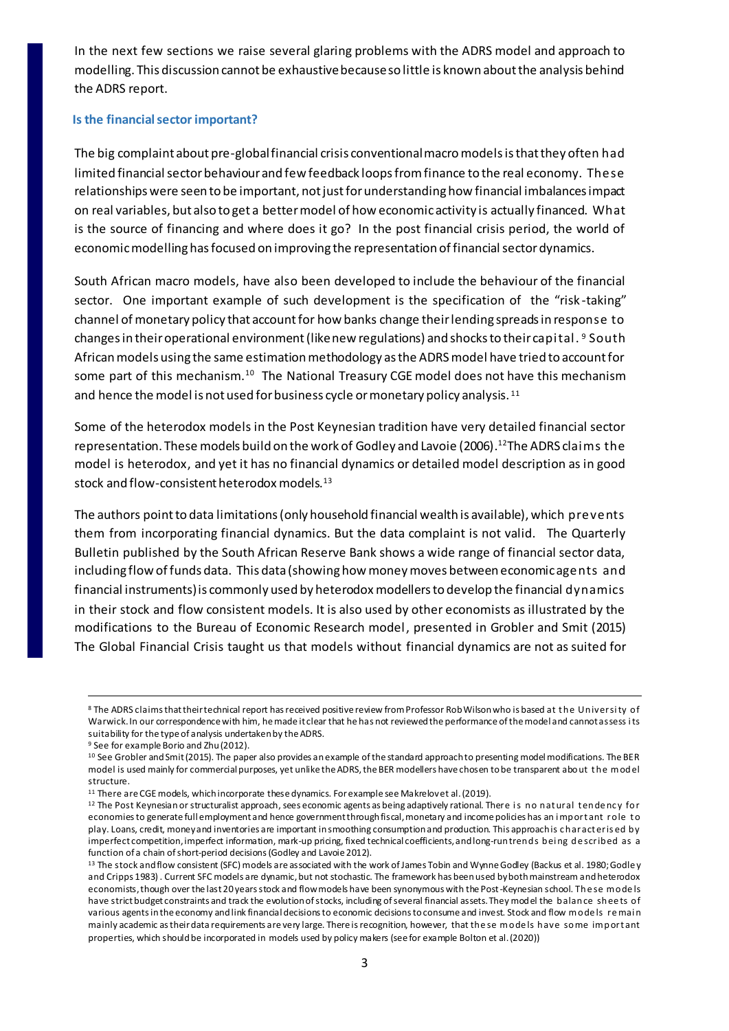In the next few sections we raise several glaring problems with the ADRS model and approach to modelling. This discussion cannot be exhaustive because so little is known about the analysis behind the ADRS report.

### Is the financial sector important?

The big complaint about pre-global financial crisis conventional macro models is that they often had limited financial sector behaviour and few feedback loops from finance to the real economy. These relationships were seen to be important, not just for understanding how financial imbalances impact on real variables, but also to get a better model of how economic activity is actually financed. What is the source of financing and where does it go? In the post financial crisis period, the world of economic modelling has focused on improving the representation of financial sector dynamics.

South African macro models, have also been developed to include the behaviour of the financial sector. One important example of such development is the specification of the "risk-taking" channel of monetary policy that account for how banks change their lending spreads in response to changes in their operational environment (like new regulations) and shocks to their capital.[9] South African models using the same estimation methodology as the ADRS model have tried to account for some part of this mechanism.[10] The National Treasury CGE model does not have this mechanism and hence the model is not used for business cycle or monetary policy analysis.[11]

Some of the heterodox models in the Post Keynesian tradition have very detailed financial sector representation. These models build on the work of Godley and Lavoie (2006).[12] The ADRS claims the model is heterodox, and yet it has no financial dynamics or detailed model description as in good stock and flow-consistent heterodox models.[13]

The authors point to data limitations (only household financial wealth is available), which prevents them from incorporating financial dynamics. But the data complaint is not valid. The Quarterly Bulletin published by the South African Reserve Bank shows a wide range of financial sector data, including flow of funds data. This data (showing how money moves between economic agents and financial instruments) is commonly used by heterodox modellers to develop the financial dynamics in their stock and flow consistent models. It is also used by other economists as illustrated by the modifications to the Bureau of Economic Research model, presented in Grobler and Smit (2015) The Global Financial Crisis taught us that models without financial dynamics are not as suited for

---

[8] The ADRS claims that their technical report has received positive review from Professor Rob Wilson who is based at the University of Warwick. In our correspondence with him, he made it clear that he has not reviewed the performance of the model and cannot assess its suitability for the type of analysis undertaken by the ADRS.

[9] See for example Borio and Zhu (2012).

[10] See Grobler and Smit (2015). The paper also provides an example of the standard approach to presenting model modifications. The BER model is used mainly for commercial purposes, yet unlike the ADRS, the BER modellers have chosen to be transparent about the model structure.

[11] There are CGE models, which incorporate these dynamics. For example see Makrelov et al. (2019).

[12] The Post Keynesian or structuralist approach, sees economic agents as being adaptively rational. There is no natural tendency for economies to generate full employment and hence government through fiscal, monetary and income policies has an important role to play. Loans, credit, money and inventories are important in smoothing consumption and production. This approach is characterised by imperfect competition, imperfect information, mark-up pricing, fixed technical coefficients, and long-run trends being described as a function of a chain of short-period decisions (Godley and Lavoie 2012).

[13] The stock and flow consistent (SFC) models are associated with the work of James Tobin and Wynne Godley (Backus et al. 1980; Godley and Cripps 1983). Current SFC models are dynamic, but not stochastic. The framework has been used by both mainstream and heterodox economists, though over the last 20 years stock and flow models have been synonymous with the Post-Keynesian school. These models have strict budget constraints and track the evolution of stocks, including of several financial assets. They model the balance sheets of various agents in the economy and link financial decisions to economic decisions to consume and invest. Stock and flow models remain mainly academic as their data requirements are very large. There is recognition, however, that these models have some important properties, which should be incorporated in models used by policy makers (see for example Bolton et al. (2020))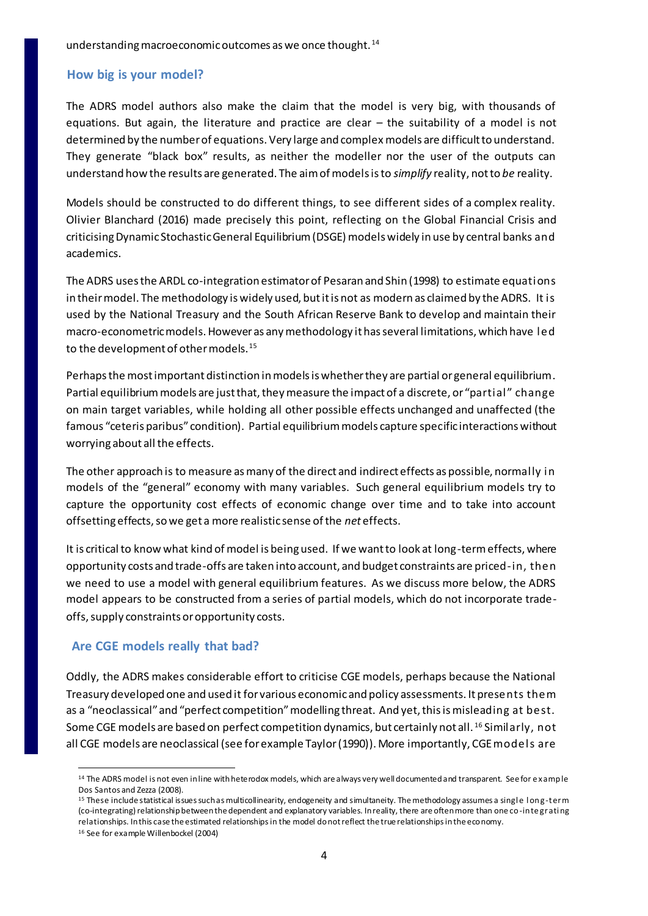understanding macroeconomic outcomes as we once thought.[14]

## How big is your model?

The ADRS model authors also make the claim that the model is very big, with thousands of equations. But again, the literature and practice are clear – the suitability of a model is not determined by the number of equations. Very large and complex models are difficult to understand. They generate "black box" results, as neither the modeller nor the user of the outputs can understand how the results are generated. The aim of models is to *simplify* reality, not to *be* reality.

Models should be constructed to do different things, to see different sides of a complex reality. Olivier Blanchard (2016) made precisely this point, reflecting on the Global Financial Crisis and criticising Dynamic Stochastic General Equilibrium (DSGE) models widely in use by central banks and academics.

The ADRS uses the ARDL co-integration estimator of Pesaran and Shin (1998) to estimate equations in their model. The methodology is widely used, but it is not as modern as claimed by the ADRS. It is used by the National Treasury and the South African Reserve Bank to develop and maintain their macro-econometric models. However as any methodology it has several limitations, which have led to the development of other models.[15]

Perhaps the most important distinction in models is whether they are partial or general equilibrium. Partial equilibrium models are just that, they measure the impact of a discrete, or "partial" change on main target variables, while holding all other possible effects unchanged and unaffected (the famous "ceteris paribus" condition). Partial equilibrium models capture specific interactions without worrying about all the effects.

The other approach is to measure as many of the direct and indirect effects as possible, normally in models of the "general" economy with many variables. Such general equilibrium models try to capture the opportunity cost effects of economic change over time and to take into account offsetting effects, so we get a more realistic sense of the *net* effects.

It is critical to know what kind of model is being used. If we want to look at long-term effects, where opportunity costs and trade-offs are taken into account, and budget constraints are priced-in, then we need to use a model with general equilibrium features. As we discuss more below, the ADRS model appears to be constructed from a series of partial models, which do not incorporate trade-offs, supply constraints or opportunity costs.

## Are CGE models really that bad?

Oddly, the ADRS makes considerable effort to criticise CGE models, perhaps because the National Treasury developed one and used it for various economic and policy assessments. It presents them as a "neoclassical" and "perfect competition" modelling threat. And yet, this is misleading at best. Some CGE models are based on perfect competition dynamics, but certainly not all.[16] Similarly, not all CGE models are neoclassical (see for example Taylor (1990)). More importantly, CGE models are

---

[14] The ADRS model is not even in line with heterodox models, which are always very well documented and transparent. See for example Dos Santos and Zezza (2008).

[15] These include statistical issues such as multicollinearity, endogeneity and simultaneity. The methodology assumes a single long-term (co-integrating) relationship between the dependent and explanatory variables. In reality, there are often more than one co-integrating relationships. In this case the estimated relationships in the model do not reflect the true relationships in the economy.

[16] See for example Willenbockel (2004)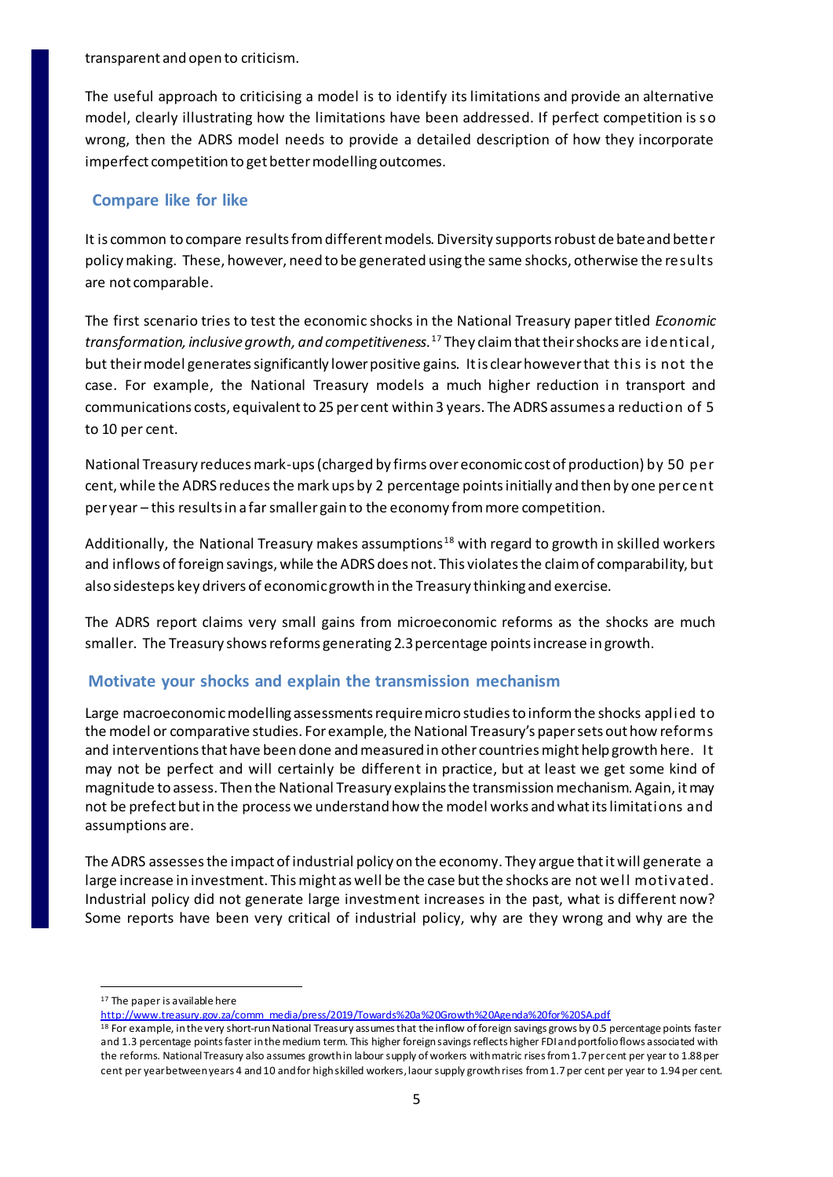transparent and open to criticism.

The useful approach to criticising a model is to identify its limitations and provide an alternative model, clearly illustrating how the limitations have been addressed. If perfect competition is so wrong, then the ADRS model needs to provide a detailed description of how they incorporate imperfect competition to get better modelling outcomes.

## Compare like for like

It is common to compare results from different models. Diversity supports robust debate and better policy making. These, however, need to be generated using the same shocks, otherwise the results are not comparable.

The first scenario tries to test the economic shocks in the National Treasury paper titled *Economic transformation, inclusive growth, and competitiveness.*[17] They claim that their shocks are identical, but their model generates significantly lower positive gains. It is clear however that this is not the case. For example, the National Treasury models a much higher reduction in transport and communications costs, equivalent to 25 per cent within 3 years. The ADRS assumes a reduction of 5 to 10 per cent.

National Treasury reduces mark-ups (charged by firms over economic cost of production) by 50 per cent, while the ADRS reduces the mark ups by 2 percentage points initially and then by one per cent per year – this results in a far smaller gain to the economy from more competition.

Additionally, the National Treasury makes assumptions[18] with regard to growth in skilled workers and inflows of foreign savings, while the ADRS does not. This violates the claim of comparability, but also sidesteps key drivers of economic growth in the Treasury thinking and exercise.

The ADRS report claims very small gains from microeconomic reforms as the shocks are much smaller. The Treasury shows reforms generating 2.3 percentage points increase in growth.

## Motivate your shocks and explain the transmission mechanism

Large macroeconomic modelling assessments require micro studies to inform the shocks applied to the model or comparative studies. For example, the National Treasury's paper sets out how reforms and interventions that have been done and measured in other countries might help growth here. It may not be perfect and will certainly be different in practice, but at least we get some kind of magnitude to assess. Then the National Treasury explains the transmission mechanism. Again, it may not be prefect but in the process we understand how the model works and what its limitations and assumptions are.

The ADRS assesses the impact of industrial policy on the economy. They argue that it will generate a large increase in investment. This might as well be the case but the shocks are not well motivated. Industrial policy did not generate large investment increases in the past, what is different now? Some reports have been very critical of industrial policy, why are they wrong and why are the

---

[17] The paper is available here http://www.treasury.gov.za/comm_media/press/2019/Towards%20a%20Growth%20Agenda%20for%20SA.pdf

[18] For example, in the very short-run National Treasury assumes that the inflow of foreign savings grows by 0.5 percentage points faster and 1.3 percentage points faster in the medium term. This higher foreign savings reflects higher FDI and portfolio flows associated with the reforms. National Treasury also assumes growth in labour supply of workers with matric rises from 1.7 per cent per year to 1.88 per cent per year between years 4 and 10 and for high skilled workers, laour supply growth rises from 1.7 per cent per year to 1.94 per cent.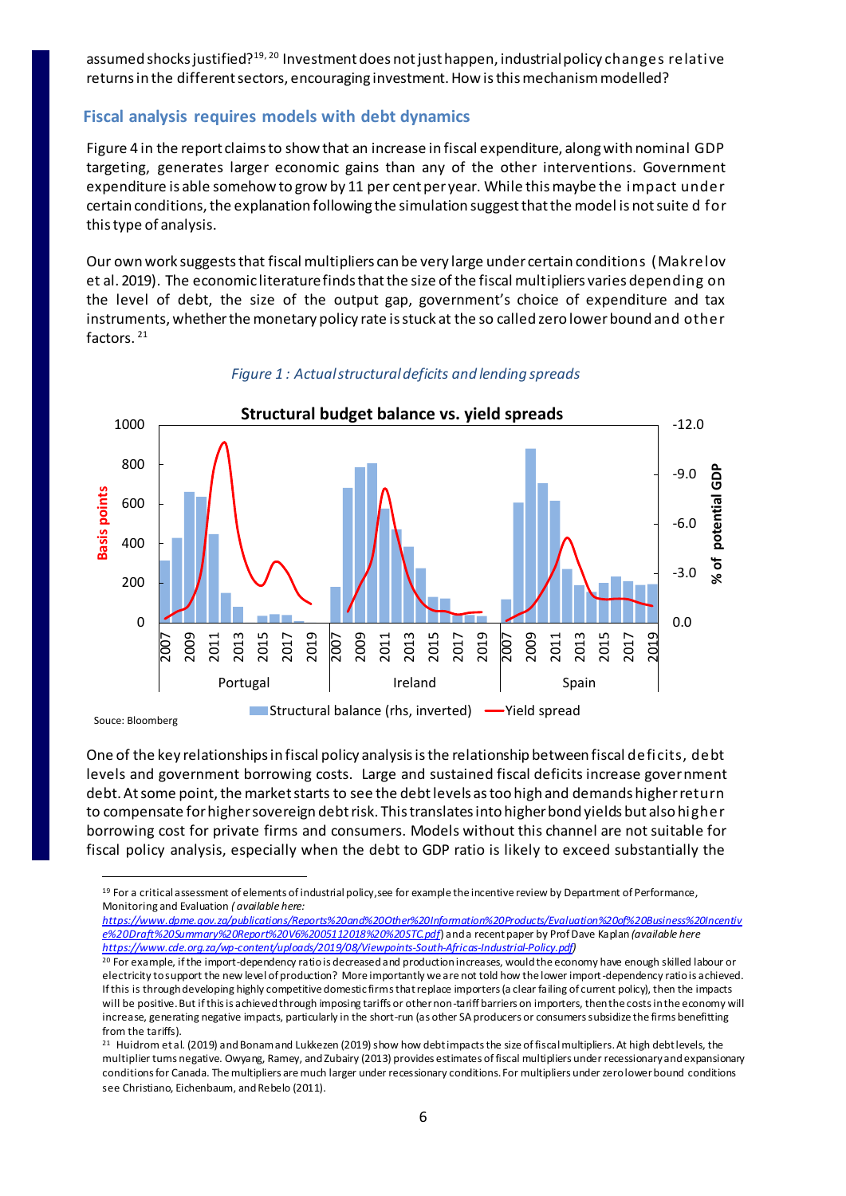assumed shocks justified?[19, 20] Investment does not just happen, industrial policy changes relative returns in the different sectors, encouraging investment. How is this mechanism modelled?

## Fiscal analysis requires models with debt dynamics

Figure 4 in the report claims to show that an increase in fiscal expenditure, along with nominal GDP targeting, generates larger economic gains than any of the other interventions. Government expenditure is able somehow to grow by 11 per cent per year. While this maybe the impact under certain conditions, the explanation following the simulation suggest that the model is not suite d for this type of analysis.

Our own work suggests that fiscal multipliers can be very large under certain conditions (Makrelov et al. 2019). The economic literature finds that the size of the fiscal multipliers varies depending on the level of debt, the size of the output gap, government's choice of expenditure and tax instruments, whether the monetary policy rate is stuck at the so called zero lower bound and other factors.[21]

*Figure 1 : Actual structural deficits and lending spreads*

Souce: Bloomberg

One of the key relationships in fiscal policy analysis is the relationship between fiscal deficits, debt levels and government borrowing costs. Large and sustained fiscal deficits increase government debt. At some point, the market starts to see the debt levels as too high and demands higher return to compensate for higher sovereign debt risk. This translates into higher bond yields but also higher borrowing cost for private firms and consumers. Models without this channel are not suitable for fiscal policy analysis, especially when the debt to GDP ratio is likely to exceed substantially the

---

[19] For a critical assessment of elements of industrial policy, see for example the incentive review by Department of Performance, Monitoring and Evaluation *(available here: https://www.dpme.gov.za/publications/Reports%20and%20Other%20Information%20Products/Evaluation%20of%20Business%20Incentive%20Draft%20Summary%20Report%20V6%2005112018%20%20STC.pdf)* and a recent paper by Prof Dave Kaplan *(available here https://www.cde.org.za/wp-content/uploads/2019/08/Viewpoints-South-Africas-Industrial-Policy.pdf)*

[20] For example, if the import-dependency ratio is decreased and production increases, would the economy have enough skilled labour or electricity to support the new level of production? More importantly we are not told how the lower import-dependency ratio is achieved. If this is through developing highly competitive domestic firms that replace importers (a clear failing of current policy), then the impacts will be positive. But if this is achieved through imposing tariffs or other non-tariff barriers on importers, then the costs in the economy will increase, generating negative impacts, particularly in the short-run (as other SA producers or consumers subsidize the firms benefitting from the tariffs).

[21] Huidrom et al. (2019) and Bonam and Lukkezen (2019) show how debt impacts the size of fiscal multipliers. At high debt levels, the multiplier turns negative. Owyang, Ramey, and Zubairy (2013) provides estimates of fiscal multipliers under recessionary and expansionary conditions for Canada. The multipliers are much larger under recessionary conditions. For multipliers under zero lower bound conditions see Christiano, Eichenbaum, and Rebelo (2011).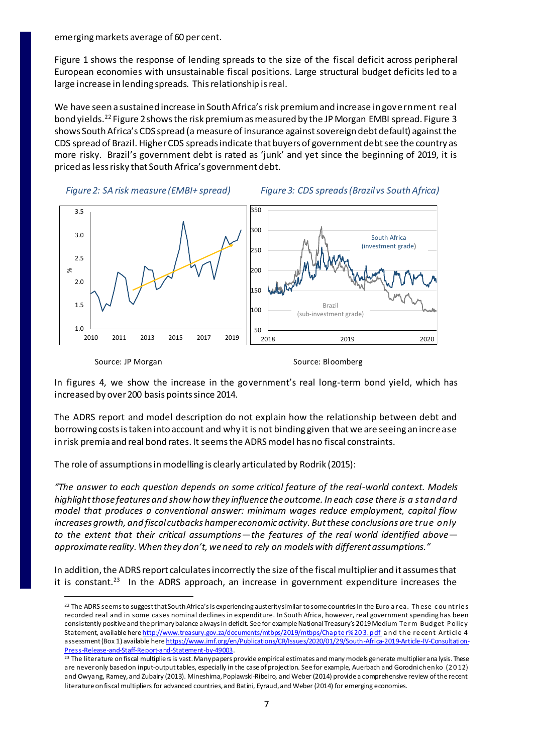emerging markets average of 60 per cent.

Figure 1 shows the response of lending spreads to the size of the fiscal deficit across peripheral European economies with unsustainable fiscal positions. Large structural budget deficits led to a large increase in lending spreads. This relationship is real.

We have seen a sustained increase in South Africa's risk premium and increase in government real bond yields.[22] Figure 2 shows the risk premium as measured by the JP Morgan EMBI spread. Figure 3 shows South Africa's CDS spread (a measure of insurance against sovereign debt default) against the CDS spread of Brazil. Higher CDS spreads indicate that buyers of government debt see the country as more risky. Brazil's government debt is rated as 'junk' and yet since the beginning of 2019, it is priced as less risky that South Africa's government debt.

*Figure 2: SA risk measure (EMBI+ spread)*

Source: JP Morgan

*Figure 3: CDS spreads (Brazil vs South Africa)*

Source: Bloomberg

In figures 4, we show the increase in the government's real long-term bond yield, which has increased by over 200 basis points since 2014.

The ADRS report and model description do not explain how the relationship between debt and borrowing costs is taken into account and why it is not binding given that we are seeing an increase in risk premia and real bond rates. It seems the ADRS model has no fiscal constraints.

The role of assumptions in modelling is clearly articulated by Rodrik (2015):

*"The answer to each question depends on some critical feature of the real-world context. Models highlight those features and show how they influence the outcome. In each case there is a standard model that produces a conventional answer: minimum wages reduce employment, capital flow increases growth, and fiscal cutbacks hamper economic activity. But these conclusions are true only to the extent that their critical assumptions—the features of the real world identified above—approximate reality. When they don't, we need to rely on models with different assumptions."*

In addition, the ADRS report calculates incorrectly the size of the fiscal multiplier and it assumes that it is constant.[23] In the ADRS approach, an increase in government expenditure increases the

---

[22] The ADRS seems to suggest that South Africa's is experiencing austerity similar to some countries in the Euro area. These countries recorded real and in some cases nominal declines in expenditure. In South Africa, however, real government spending has been consistently positive and the primary balance always in deficit. See for example National Treasury's 2019 Medium Term Budget Policy Statement, available here http://www.treasury.gov.za/documents/mtbps/2019/mtbps/Chapter%203.pdf and the recent Article 4 assessment (Box 1) available here https://www.imf.org/en/Publications/CR/Issues/2020/01/29/South-Africa-2019-Article-IV-Consultation-Press-Release-and-Staff-Report-and-Statement-by-49003.

[23] The literature on fiscal multipliers is vast. Many papers provide empirical estimates and many models generate multiplier analysis. These are never only based on input-output tables, especially in the case of projection. See for example, Auerbach and Gorodnichenko (2012) and Owyang, Ramey, and Zubairy (2013). Mineshima, Poplawski-Ribeiro, and Weber (2014) provide a comprehensive review of the recent literature on fiscal multipliers for advanced countries, and Batini, Eyraud, and Weber (2014) for emerging economies.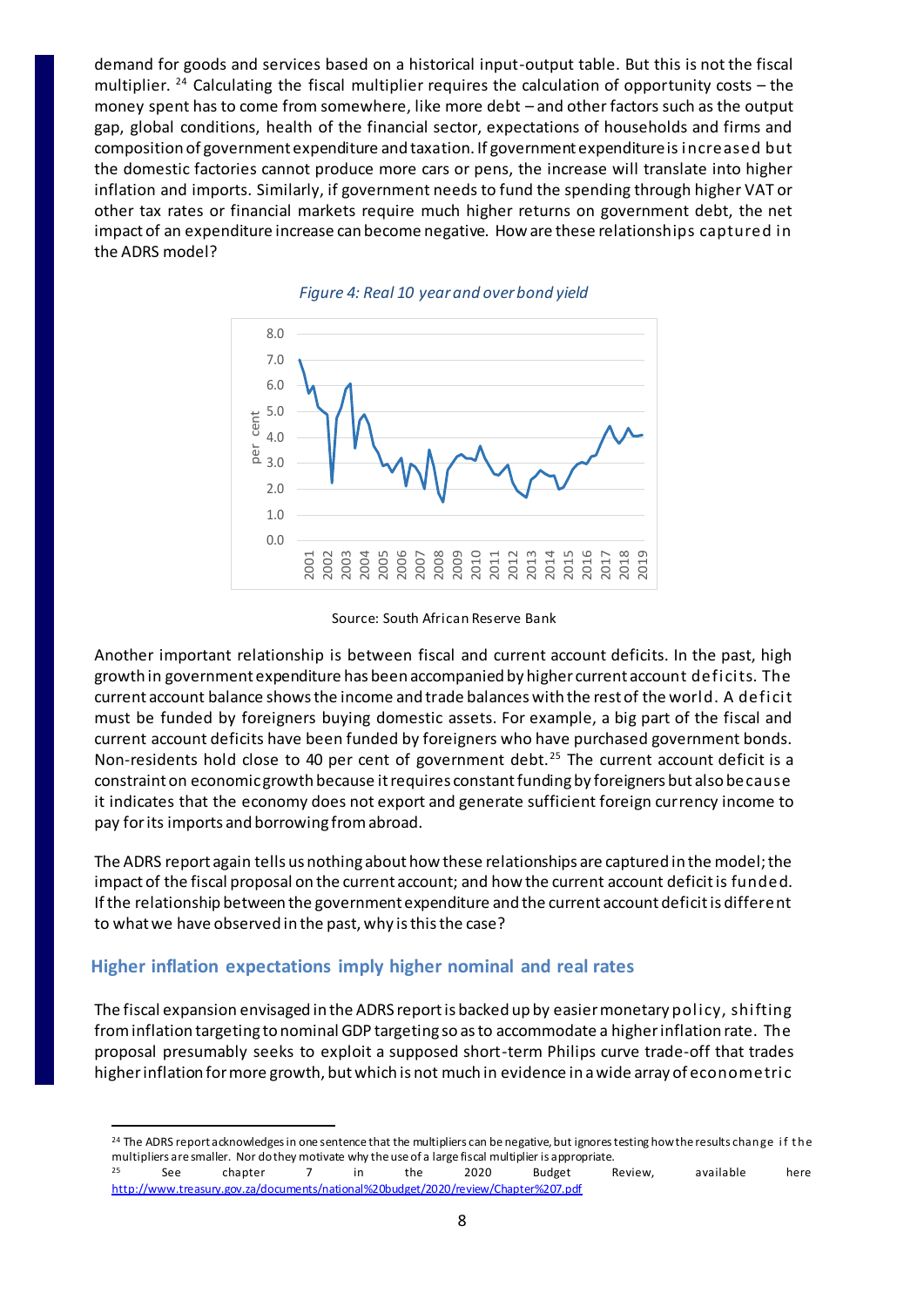demand for goods and services based on a historical input-output table. But this is not the fiscal multiplier. [24] Calculating the fiscal multiplier requires the calculation of opportunity costs – the money spent has to come from somewhere, like more debt – and other factors such as the output gap, global conditions, health of the financial sector, expectations of households and firms and composition of government expenditure and taxation. If government expenditure is increased but the domestic factories cannot produce more cars or pens, the increase will translate into higher inflation and imports. Similarly, if government needs to fund the spending through higher VAT or other tax rates or financial markets require much higher returns on government debt, the net impact of an expenditure increase can become negative. How are these relationships captured in the ADRS model?

*Figure 4: Real 10 year and over bond yield*

Source: South African Reserve Bank

Another important relationship is between fiscal and current account deficits. In the past, high growth in government expenditure has been accompanied by higher current account deficits. The current account balance shows the income and trade balances with the rest of the world. A deficit must be funded by foreigners buying domestic assets. For example, a big part of the fiscal and current account deficits have been funded by foreigners who have purchased government bonds. Non-residents hold close to 40 per cent of government debt. [25] The current account deficit is a constraint on economic growth because it requires constant funding by foreigners but also because it indicates that the economy does not export and generate sufficient foreign currency income to pay for its imports and borrowing from abroad.

The ADRS report again tells us nothing about how these relationships are captured in the model; the impact of the fiscal proposal on the current account; and how the current account deficit is funded. If the relationship between the government expenditure and the current account deficit is different to what we have observed in the past, why is this the case?

## Higher inflation expectations imply higher nominal and real rates

The fiscal expansion envisaged in the ADRS report is backed up by easier monetary policy, shifting from inflation targeting to nominal GDP targeting so as to accommodate a higher inflation rate. The proposal presumably seeks to exploit a supposed short-term Philips curve trade-off that trades higher inflation for more growth, but which is not much in evidence in a wide array of econometric

---

[24] The ADRS report acknowledges in one sentence that the multipliers can be negative, but ignores testing how the results change if the multipliers are smaller. Nor do they motivate why the use of a large fiscal multiplier is appropriate.

[25] See chapter 7 in the 2020 Budget Review, available here http://www.treasury.gov.za/documents/national%20budget/2020/review/Chapter%207.pdf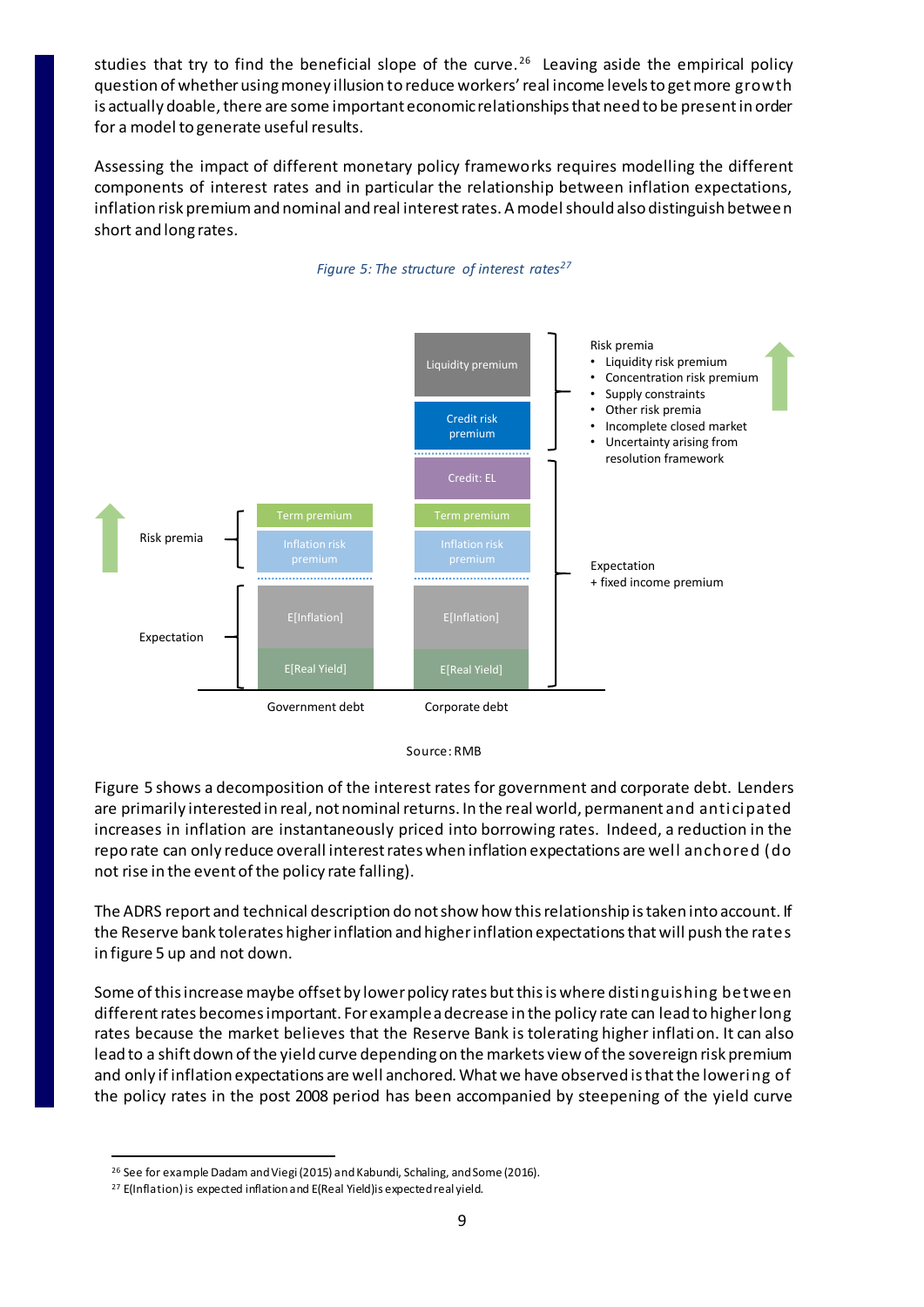studies that try to find the beneficial slope of the curve.[26] Leaving aside the empirical policy question of whether using money illusion to reduce workers' real income levels to get more growth is actually doable, there are some important economic relationships that need to be present in order for a model to generate useful results.

Assessing the impact of different monetary policy frameworks requires modelling the different components of interest rates and in particular the relationship between inflation expectations, inflation risk premium and nominal and real interest rates. A model should also distinguish between short and long rates.

*Figure 5: The structure of interest rates[27]*

| | Government debt | Corporate debt | |
|---|---|---|---|
| | | Liquidity premium | Risk premia: • Liquidity risk premium • Concentration risk premium • Supply constraints • Other risk premia • Incomplete closed market • Uncertainty arising from resolution framework |
| | | Credit risk premium | |
| | | Credit: EL | Expectation + fixed income premium |
| Risk premia | Term premium | Term premium | |
| | Inflation risk premium | Inflation risk premium | |
| Expectation | E[Inflation] | E[Inflation] | |
| | E[Real Yield] | E[Real Yield] | |

Source: RMB

Figure 5 shows a decomposition of the interest rates for government and corporate debt. Lenders are primarily interested in real, not nominal returns. In the real world, permanent and anticipated increases in inflation are instantaneously priced into borrowing rates. Indeed, a reduction in the repo rate can only reduce overall interest rates when inflation expectations are well anchored (do not rise in the event of the policy rate falling).

The ADRS report and technical description do not show how this relationship is taken into account. If the Reserve bank tolerates higher inflation and higher inflation expectations that will push the rates in figure 5 up and not down.

Some of this increase maybe offset by lower policy rates but this is where distinguishing between different rates becomes important. For example a decrease in the policy rate can lead to higher long rates because the market believes that the Reserve Bank is tolerating higher inflation. It can also lead to a shift down of the yield curve depending on the markets view of the sovereign risk premium and only if inflation expectations are well anchored. What we have observed is that the lowering of the policy rates in the post 2008 period has been accompanied by steepening of the yield curve

[26] See for example Dadam and Viegi (2015) and Kabundi, Schaling, and Some (2016).

[27] E(Inflation) is expected inflation and E(Real Yield) is expected real yield.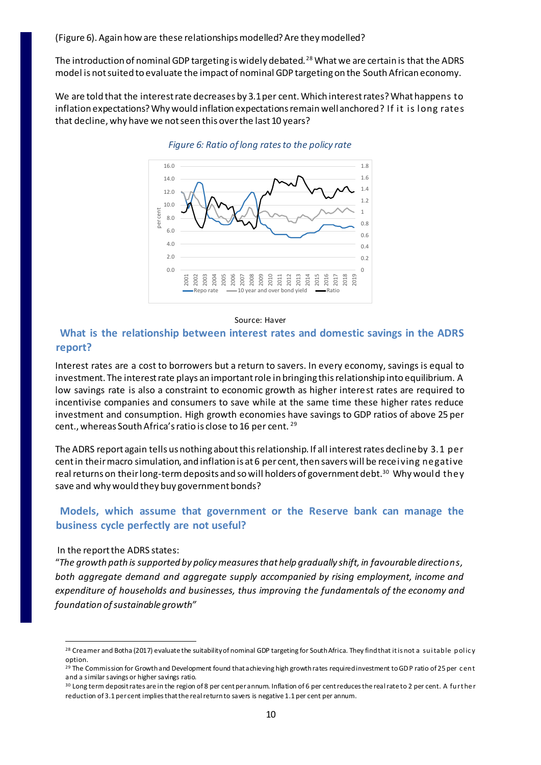(Figure 6). Again how are these relationships modelled? Are they modelled?

The introduction of nominal GDP targeting is widely debated.[28] What we are certain is that the ADRS model is not suited to evaluate the impact of nominal GDP targeting on the South African economy.

We are told that the interest rate decreases by 3.1 per cent. Which interest rates? What happens to inflation expectations? Why would inflation expectations remain well anchored? If it is long rates that decline, why have we not seen this over the last 10 years?

*Figure 6: Ratio of long rates to the policy rate*

Source: Haver

## What is the relationship between interest rates and domestic savings in the ADRS report?

Interest rates are a cost to borrowers but a return to savers. In every economy, savings is equal to investment. The interest rate plays an important role in bringing this relationship into equilibrium. A low savings rate is also a constraint to economic growth as higher interest rates are required to incentivise companies and consumers to save while at the same time these higher rates reduce investment and consumption. High growth economies have savings to GDP ratios of above 25 per cent., whereas South Africa's ratio is close to 16 per cent.[29]

The ADRS report again tells us nothing about this relationship. If all interest rates decline by 3.1 per cent in their macro simulation, and inflation is at 6 per cent, then savers will be receiving negative real returns on their long-term deposits and so will holders of government debt.[30] Why would they save and why would they buy government bonds?

## Models, which assume that government or the Reserve bank can manage the business cycle perfectly are not useful?

In the report the ADRS states:

"*The growth path is supported by policy measures that help gradually shift, in favourable directions, both aggregate demand and aggregate supply accompanied by rising employment, income and expenditure of households and businesses, thus improving the fundamentals of the economy and foundation of sustainable growth*"

---

[28] Creamer and Botha (2017) evaluate the suitability of nominal GDP targeting for South Africa. They find that it is not a suitable policy option.

[29] The Commission for Growth and Development found that achieving high growth rates required investment to GDP ratio of 25 per cent and a similar savings or higher savings ratio.

[30] Long term deposit rates are in the region of 8 per cent per annum. Inflation of 6 per cent reduces the real rate to 2 per cent. A further reduction of 3.1 per cent implies that the real return to savers is negative 1.1 per cent per annum.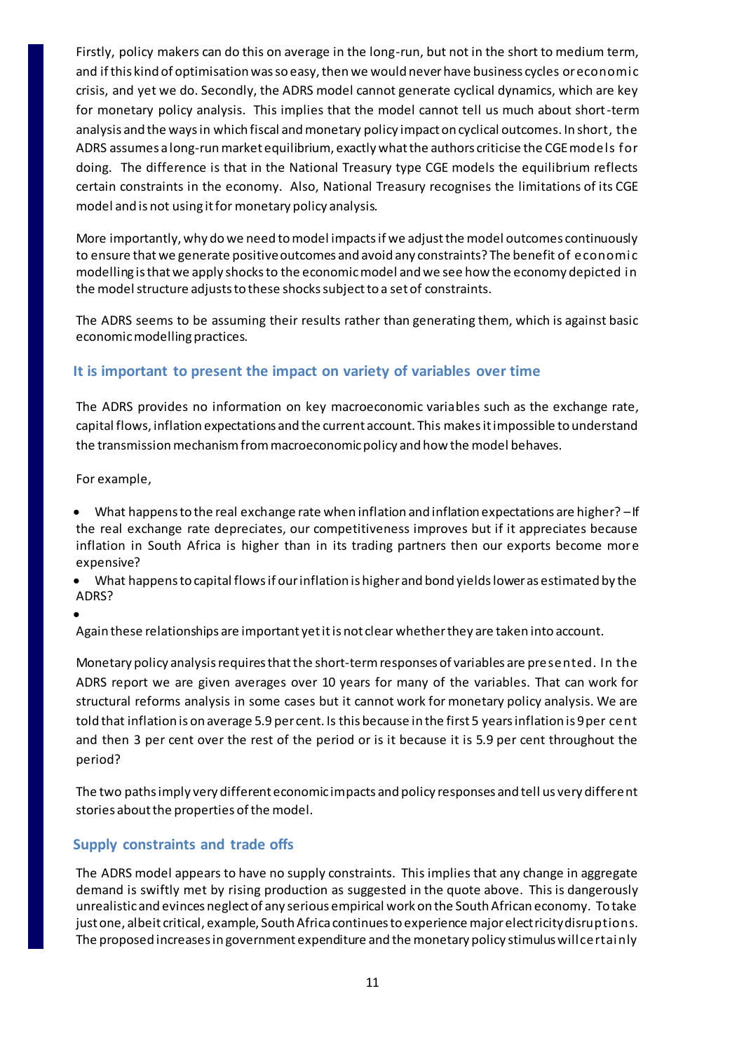Firstly, policy makers can do this on average in the long-run, but not in the short to medium term, and if this kind of optimisation was so easy, then we would never have business cycles or economic crisis, and yet we do. Secondly, the ADRS model cannot generate cyclical dynamics, which are key for monetary policy analysis. This implies that the model cannot tell us much about short-term analysis and the ways in which fiscal and monetary policy impact on cyclical outcomes. In short, the ADRS assumes a long-run market equilibrium, exactly what the authors criticise the CGE models for doing. The difference is that in the National Treasury type CGE models the equilibrium reflects certain constraints in the economy. Also, National Treasury recognises the limitations of its CGE model and is not using it for monetary policy analysis.

More importantly, why do we need to model impacts if we adjust the model outcomes continuously to ensure that we generate positive outcomes and avoid any constraints? The benefit of economic modelling is that we apply shocks to the economic model and we see how the economy depicted in the model structure adjusts to these shocks subject to a set of constraints.

The ADRS seems to be assuming their results rather than generating them, which is against basic economic modelling practices.

## It is important to present the impact on variety of variables over time

The ADRS provides no information on key macroeconomic variables such as the exchange rate, capital flows, inflation expectations and the current account. This makes it impossible to understand the transmission mechanism from macroeconomic policy and how the model behaves.

For example,

- What happens to the real exchange rate when inflation and inflation expectations are higher? – If the real exchange rate depreciates, our competitiveness improves but if it appreciates because inflation in South Africa is higher than in its trading partners then our exports become more expensive?
- What happens to capital flows if our inflation is higher and bond yields lower as estimated by the ADRS?
- 

Again these relationships are important yet it is not clear whether they are taken into account.

Monetary policy analysis requires that the short-term responses of variables are presented. In the ADRS report we are given averages over 10 years for many of the variables. That can work for structural reforms analysis in some cases but it cannot work for monetary policy analysis. We are told that inflation is on average 5.9 per cent. Is this because in the first 5 years inflation is 9 per cent and then 3 per cent over the rest of the period or is it because it is 5.9 per cent throughout the period?

The two paths imply very different economic impacts and policy responses and tell us very different stories about the properties of the model.

## Supply constraints and trade offs

The ADRS model appears to have no supply constraints. This implies that any change in aggregate demand is swiftly met by rising production as suggested in the quote above. This is dangerously unrealistic and evinces neglect of any serious empirical work on the South African economy. To take just one, albeit critical, example, South Africa continues to experience major electricity disruptions. The proposed increases in government expenditure and the monetary policy stimulus will certainly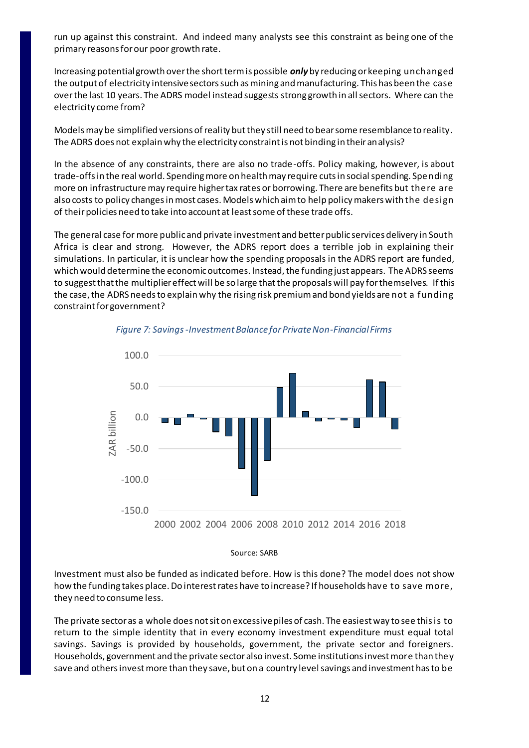run up against this constraint. And indeed many analysts see this constraint as being one of the primary reasons for our poor growth rate.

Increasing potential growth over the short term is possible ***only*** by reducing or keeping unchanged the output of electricity intensive sectors such as mining and manufacturing. This has been the case over the last 10 years. The ADRS model instead suggests strong growth in all sectors. Where can the electricity come from?

Models may be simplified versions of reality but they still need to bear some resemblance to reality. The ADRS does not explain why the electricity constraint is not binding in their analysis?

In the absence of any constraints, there are also no trade-offs. Policy making, however, is about trade-offs in the real world. Spending more on health may require cuts in social spending. Spending more on infrastructure may require higher tax rates or borrowing. There are benefits but there are also costs to policy changes in most cases. Models which aim to help policy makers with the design of their policies need to take into account at least some of these trade offs.

The general case for more public and private investment and better public services delivery in South Africa is clear and strong. However, the ADRS report does a terrible job in explaining their simulations. In particular, it is unclear how the spending proposals in the ADRS report are funded, which would determine the economic outcomes. Instead, the funding just appears. The ADRS seems to suggest that the multiplier effect will be so large that the proposals will pay for themselves. If this the case, the ADRS needs to explain why the rising risk premium and bond yields are not a funding constraint for government?

*Figure 7: Savings -Investment Balance for Private Non-Financial Firms*

Source: SARB

Investment must also be funded as indicated before. How is this done? The model does not show how the funding takes place. Do interest rates have to increase? If households have to save more, they need to consume less.

The private sector as a whole does not sit on excessive piles of cash. The easiest way to see this is to return to the simple identity that in every economy investment expenditure must equal total savings. Savings is provided by households, government, the private sector and foreigners. Households, government and the private sector also invest. Some institutions invest more than they save and others invest more than they save, but on a country level savings and investment has to be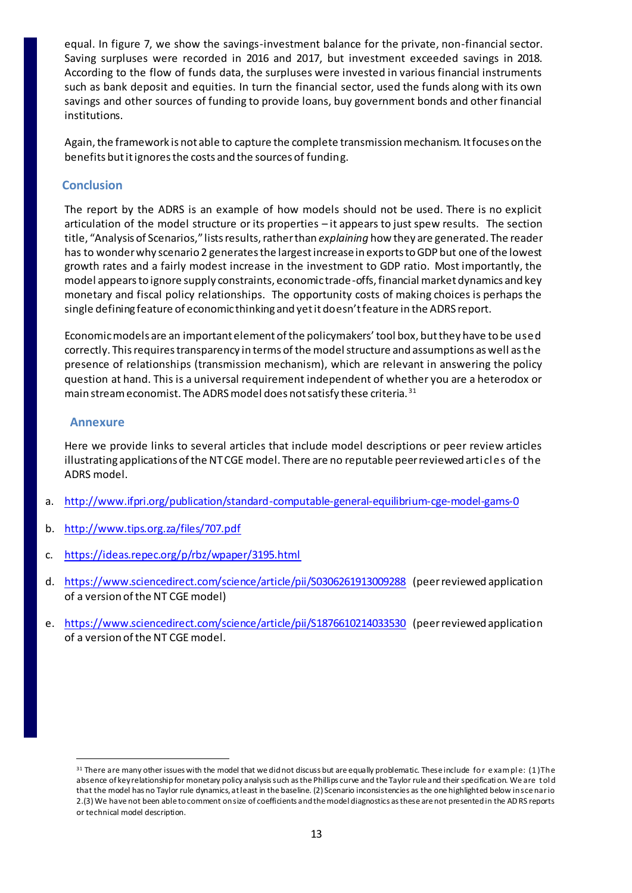equal. In figure 7, we show the savings-investment balance for the private, non-financial sector. Saving surpluses were recorded in 2016 and 2017, but investment exceeded savings in 2018. According to the flow of funds data, the surpluses were invested in various financial instruments such as bank deposit and equities. In turn the financial sector, used the funds along with its own savings and other sources of funding to provide loans, buy government bonds and other financial institutions.

Again, the framework is not able to capture the complete transmission mechanism. It focuses on the benefits but it ignores the costs and the sources of funding.

## Conclusion

The report by the ADRS is an example of how models should not be used. There is no explicit articulation of the model structure or its properties – it appears to just spew results. The section title, "Analysis of Scenarios," lists results, rather than *explaining* how they are generated. The reader has to wonder why scenario 2 generates the largest increase in exports to GDP but one of the lowest growth rates and a fairly modest increase in the investment to GDP ratio. Most importantly, the model appears to ignore supply constraints, economic trade-offs, financial market dynamics and key monetary and fiscal policy relationships. The opportunity costs of making choices is perhaps the single defining feature of economic thinking and yet it doesn't feature in the ADRS report.

Economic models are an important element of the policymakers' tool box, but they have to be used correctly. This requires transparency in terms of the model structure and assumptions as well as the presence of relationships (transmission mechanism), which are relevant in answering the policy question at hand. This is a universal requirement independent of whether you are a heterodox or main stream economist. The ADRS model does not satisfy these criteria.[31]

## Annexure

Here we provide links to several articles that include model descriptions or peer review articles illustrating applications of the NT CGE model. There are no reputable peer reviewed articles of the ADRS model.

a. http://www.ifpri.org/publication/standard-computable-general-equilibrium-cge-model-gams-0

b. http://www.tips.org.za/files/707.pdf

c. https://ideas.repec.org/p/rbz/wpaper/3195.html

d. https://www.sciencedirect.com/science/article/pii/S0306261913009288 (peer reviewed application of a version of the NT CGE model)

e. https://www.sciencedirect.com/science/article/pii/S1876610214033530 (peer reviewed application of a version of the NT CGE model.

---

[31] There are many other issues with the model that we did not discuss but are equally problematic. These include for example: (1) The absence of key relationship for monetary policy analysis such as the Phillips curve and the Taylor rule and their specification. We are told that the model has no Taylor rule dynamics, at least in the baseline. (2) Scenario inconsistencies as the one highlighted below in scenario 2. (3) We have not been able to comment on size of coefficients and the model diagnostics as these are not presented in the ADRS reports or technical model description.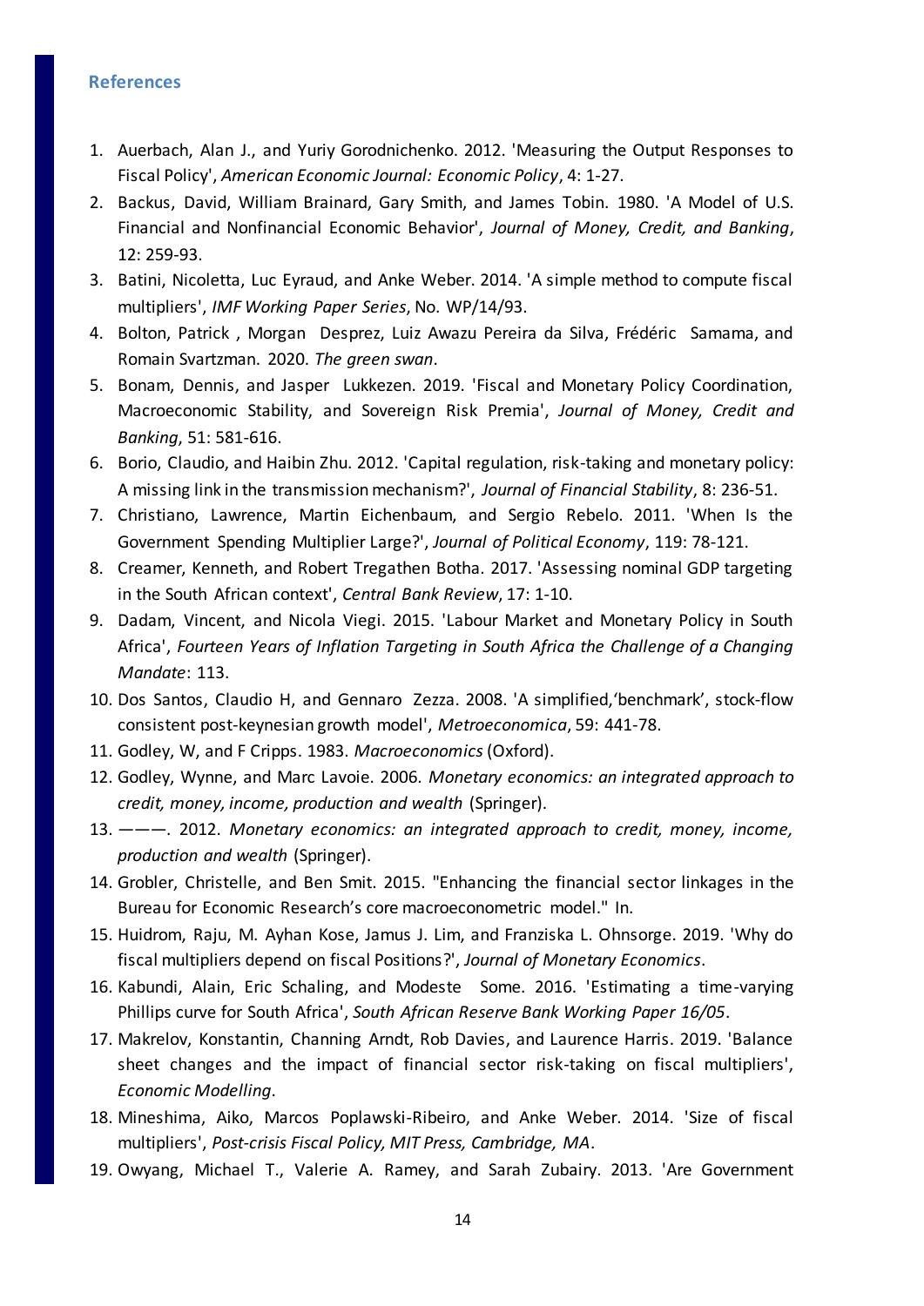## References

1. Auerbach, Alan J., and Yuriy Gorodnichenko. 2012. 'Measuring the Output Responses to Fiscal Policy', *American Economic Journal: Economic Policy*, 4: 1-27.
2. Backus, David, William Brainard, Gary Smith, and James Tobin. 1980. 'A Model of U.S. Financial and Nonfinancial Economic Behavior', *Journal of Money, Credit, and Banking*, 12: 259-93.
3. Batini, Nicoletta, Luc Eyraud, and Anke Weber. 2014. 'A simple method to compute fiscal multipliers', *IMF Working Paper Series*, No. WP/14/93.
4. Bolton, Patrick , Morgan Desprez, Luiz Awazu Pereira da Silva, Frédéric Samama, and Romain Svartzman. 2020. *The green swan*.
5. Bonam, Dennis, and Jasper Lukkezen. 2019. 'Fiscal and Monetary Policy Coordination, Macroeconomic Stability, and Sovereign Risk Premia', *Journal of Money, Credit and Banking*, 51: 581-616.
6. Borio, Claudio, and Haibin Zhu. 2012. 'Capital regulation, risk-taking and monetary policy: A missing link in the transmission mechanism?', *Journal of Financial Stability*, 8: 236-51.
7. Christiano, Lawrence, Martin Eichenbaum, and Sergio Rebelo. 2011. 'When Is the Government Spending Multiplier Large?', *Journal of Political Economy*, 119: 78-121.
8. Creamer, Kenneth, and Robert Tregathen Botha. 2017. 'Assessing nominal GDP targeting in the South African context', *Central Bank Review*, 17: 1-10.
9. Dadam, Vincent, and Nicola Viegi. 2015. 'Labour Market and Monetary Policy in South Africa', *Fourteen Years of Inflation Targeting in South Africa the Challenge of a Changing Mandate*: 113.
10. Dos Santos, Claudio H, and Gennaro Zezza. 2008. 'A simplified,'benchmark', stock-flow consistent post-keynesian growth model', *Metroeconomica*, 59: 441-78.
11. Godley, W, and F Cripps. 1983. *Macroeconomics* (Oxford).
12. Godley, Wynne, and Marc Lavoie. 2006. *Monetary economics: an integrated approach to credit, money, income, production and wealth* (Springer).
13. ———. 2012. *Monetary economics: an integrated approach to credit, money, income, production and wealth* (Springer).
14. Grobler, Christelle, and Ben Smit. 2015. "Enhancing the financial sector linkages in the Bureau for Economic Research's core macroeconometric model." In.
15. Huidrom, Raju, M. Ayhan Kose, Jamus J. Lim, and Franziska L. Ohnsorge. 2019. 'Why do fiscal multipliers depend on fiscal Positions?', *Journal of Monetary Economics*.
16. Kabundi, Alain, Eric Schaling, and Modeste Some. 2016. 'Estimating a time-varying Phillips curve for South Africa', *South African Reserve Bank Working Paper 16/05*.
17. Makrelov, Konstantin, Channing Arndt, Rob Davies, and Laurence Harris. 2019. 'Balance sheet changes and the impact of financial sector risk-taking on fiscal multipliers', *Economic Modelling*.
18. Mineshima, Aiko, Marcos Poplawski-Ribeiro, and Anke Weber. 2014. 'Size of fiscal multipliers', *Post-crisis Fiscal Policy, MIT Press, Cambridge, MA*.
19. Owyang, Michael T., Valerie A. Ramey, and Sarah Zubairy. 2013. 'Are Government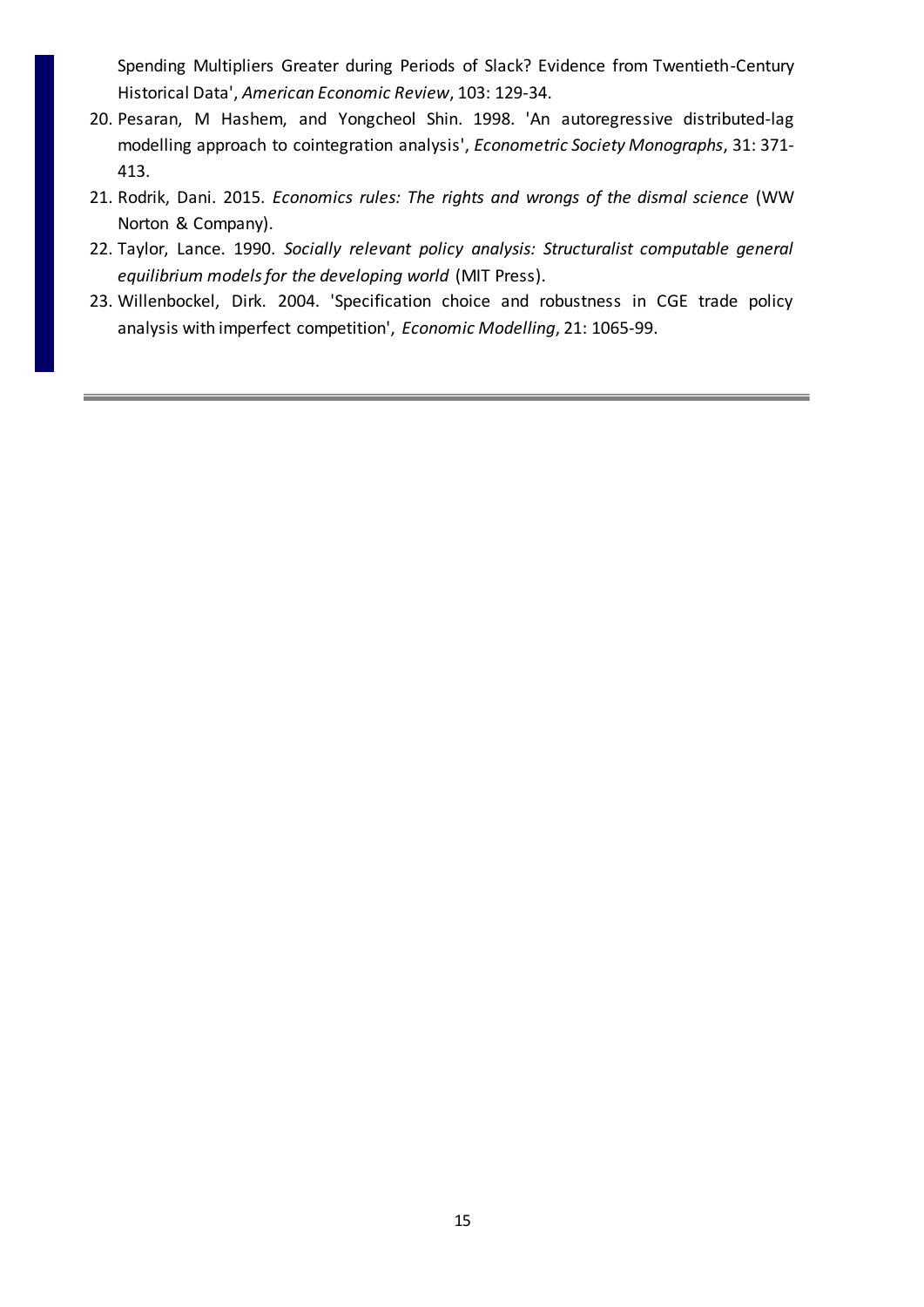Spending Multipliers Greater during Periods of Slack? Evidence from Twentieth-Century Historical Data', *American Economic Review*, 103: 129-34.

20. Pesaran, M Hashem, and Yongcheol Shin. 1998. 'An autoregressive distributed-lag modelling approach to cointegration analysis', *Econometric Society Monographs*, 31: 371-413.
21. Rodrik, Dani. 2015. *Economics rules: The rights and wrongs of the dismal science* (WW Norton & Company).
22. Taylor, Lance. 1990. *Socially relevant policy analysis: Structuralist computable general equilibrium models for the developing world* (MIT Press).
23. Willenbockel, Dirk. 2004. 'Specification choice and robustness in CGE trade policy analysis with imperfect competition', *Economic Modelling*, 21: 1065-99.